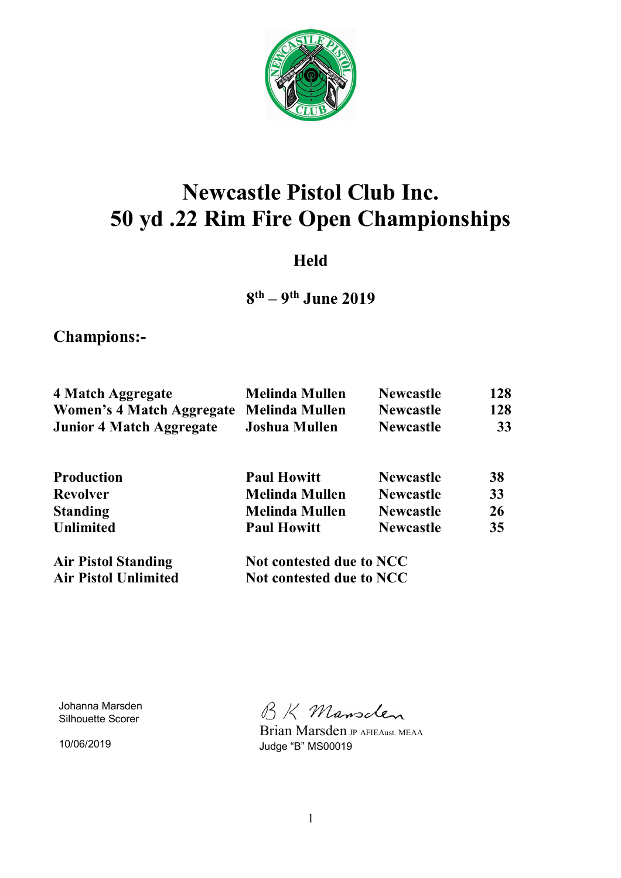# Newcastle Pistol Club Inc.
# 50 yd .22 Rim Fire Open Championships

### Held

### 8th – 9th June 2019

## Champions:-

| | | | |
|---|---|---|---|
| **4 Match Aggregate** | **Melinda Mullen** | **Newcastle** | **128** |
| **Women's 4 Match Aggregate** | **Melinda Mullen** | **Newcastle** | **128** |
| **Junior 4 Match Aggregate** | **Joshua Mullen** | **Newcastle** | **33** |
| | | | |
| **Production** | **Paul Howitt** | **Newcastle** | **38** |
| **Revolver** | **Melinda Mullen** | **Newcastle** | **33** |
| **Standing** | **Melinda Mullen** | **Newcastle** | **26** |
| **Unlimited** | **Paul Howitt** | **Newcastle** | **35** |
| | | | |
| **Air Pistol Standing** | **Not contested due to NCC** | | |
| **Air Pistol Unlimited** | **Not contested due to NCC** | | |

Johanna Marsden
Silhouette Scorer

10/06/2019

B K Marsden
Brian Marsden JP AFIEAust. MEAA
Judge "B" MS00019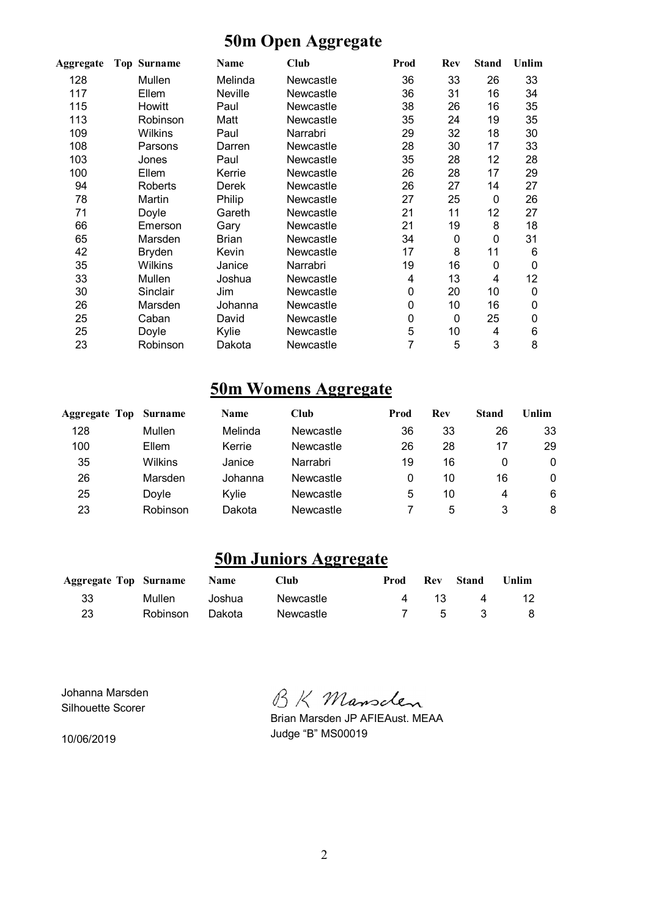# 50m Open Aggregate

| Aggregate | Top | Surname | Name | Club | Prod | Rev | Stand | Unlim |
|---|---|---|---|---|---|---|---|---|
| 128 | | Mullen | Melinda | Newcastle | 36 | 33 | 26 | 33 |
| 117 | | Ellem | Neville | Newcastle | 36 | 31 | 16 | 34 |
| 115 | | Howitt | Paul | Newcastle | 38 | 26 | 16 | 35 |
| 113 | | Robinson | Matt | Newcastle | 35 | 24 | 19 | 35 |
| 109 | | Wilkins | Paul | Narrabri | 29 | 32 | 18 | 30 |
| 108 | | Parsons | Darren | Newcastle | 28 | 30 | 17 | 33 |
| 103 | | Jones | Paul | Newcastle | 35 | 28 | 12 | 28 |
| 100 | | Ellem | Kerrie | Newcastle | 26 | 28 | 17 | 29 |
| 94 | | Roberts | Derek | Newcastle | 26 | 27 | 14 | 27 |
| 78 | | Martin | Philip | Newcastle | 27 | 25 | 0 | 26 |
| 71 | | Doyle | Gareth | Newcastle | 21 | 11 | 12 | 27 |
| 66 | | Emerson | Gary | Newcastle | 21 | 19 | 8 | 18 |
| 65 | | Marsden | Brian | Newcastle | 34 | 0 | 0 | 31 |
| 42 | | Bryden | Kevin | Newcastle | 17 | 8 | 11 | 6 |
| 35 | | Wilkins | Janice | Narrabri | 19 | 16 | 0 | 0 |
| 33 | | Mullen | Joshua | Newcastle | 4 | 13 | 4 | 12 |
| 30 | | Sinclair | Jim | Newcastle | 0 | 20 | 10 | 0 |
| 26 | | Marsden | Johanna | Newcastle | 0 | 10 | 16 | 0 |
| 25 | | Caban | David | Newcastle | 0 | 0 | 25 | 0 |
| 25 | | Doyle | Kylie | Newcastle | 5 | 10 | 4 | 6 |
| 23 | | Robinson | Dakota | Newcastle | 7 | 5 | 3 | 8 |

# 50m Womens Aggregate

| Aggregate | Top | Surname | Name | Club | Prod | Rev | Stand | Unlim |
|---|---|---|---|---|---|---|---|---|
| 128 | | Mullen | Melinda | Newcastle | 36 | 33 | 26 | 33 |
| 100 | | Ellem | Kerrie | Newcastle | 26 | 28 | 17 | 29 |
| 35 | | Wilkins | Janice | Narrabri | 19 | 16 | 0 | 0 |
| 26 | | Marsden | Johanna | Newcastle | 0 | 10 | 16 | 0 |
| 25 | | Doyle | Kylie | Newcastle | 5 | 10 | 4 | 6 |
| 23 | | Robinson | Dakota | Newcastle | 7 | 5 | 3 | 8 |

# 50m Juniors Aggregate

| Aggregate | Top | Surname | Name | Club | Prod | Rev | Stand | Unlim |
|---|---|---|---|---|---|---|---|---|
| 33 | | Mullen | Joshua | Newcastle | 4 | 13 | 4 | 12 |
| 23 | | Robinson | Dakota | Newcastle | 7 | 5 | 3 | 8 |

Johanna Marsden
Silhouette Scorer

10/06/2019

B K Marsden

Brian Marsden JP AFIEAust. MEAA
Judge "B" MS00019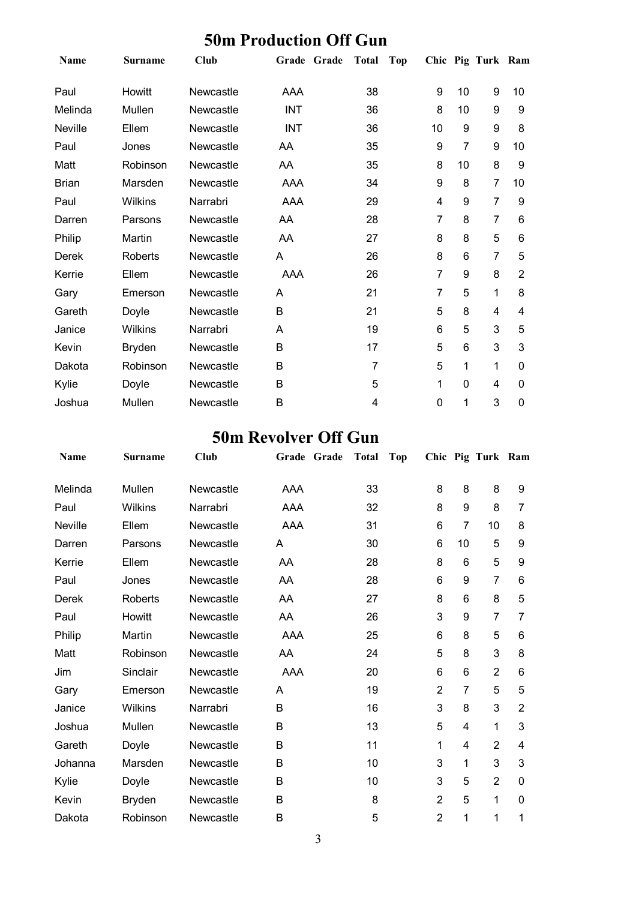# 50m Production Off Gun

| Name | Surname | Club | Grade | Grade | Total | Top | Chic | Pig | Turk | Ram |
|---|---|---|---|---|---|---|---|---|---|---|
| Paul | Howitt | Newcastle | AAA | | 38 | | 9 | 10 | 9 | 10 |
| Melinda | Mullen | Newcastle | INT | | 36 | | 8 | 10 | 9 | 9 |
| Neville | Ellem | Newcastle | INT | | 36 | | 10 | 9 | 9 | 8 |
| Paul | Jones | Newcastle | AA | | 35 | | 9 | 7 | 9 | 10 |
| Matt | Robinson | Newcastle | AA | | 35 | | 8 | 10 | 8 | 9 |
| Brian | Marsden | Newcastle | AAA | | 34 | | 9 | 8 | 7 | 10 |
| Paul | Wilkins | Narrabri | AAA | | 29 | | 4 | 9 | 7 | 9 |
| Darren | Parsons | Newcastle | AA | | 28 | | 7 | 8 | 7 | 6 |
| Philip | Martin | Newcastle | AA | | 27 | | 8 | 8 | 5 | 6 |
| Derek | Roberts | Newcastle | A | | 26 | | 8 | 6 | 7 | 5 |
| Kerrie | Ellem | Newcastle | AAA | | 26 | | 7 | 9 | 8 | 2 |
| Gary | Emerson | Newcastle | A | | 21 | | 7 | 5 | 1 | 8 |
| Gareth | Doyle | Newcastle | B | | 21 | | 5 | 8 | 4 | 4 |
| Janice | Wilkins | Narrabri | A | | 19 | | 6 | 5 | 3 | 5 |
| Kevin | Bryden | Newcastle | B | | 17 | | 5 | 6 | 3 | 3 |
| Dakota | Robinson | Newcastle | B | | 7 | | 5 | 1 | 1 | 0 |
| Kylie | Doyle | Newcastle | B | | 5 | | 1 | 0 | 4 | 0 |
| Joshua | Mullen | Newcastle | B | | 4 | | 0 | 1 | 3 | 0 |

# 50m Revolver Off Gun

| Name | Surname | Club | Grade | Grade | Total | Top | Chic | Pig | Turk | Ram |
|---|---|---|---|---|---|---|---|---|---|---|
| Melinda | Mullen | Newcastle | AAA | | 33 | | 8 | 8 | 8 | 9 |
| Paul | Wilkins | Narrabri | AAA | | 32 | | 8 | 9 | 8 | 7 |
| Neville | Ellem | Newcastle | AAA | | 31 | | 6 | 7 | 10 | 8 |
| Darren | Parsons | Newcastle | A | | 30 | | 6 | 10 | 5 | 9 |
| Kerrie | Ellem | Newcastle | AA | | 28 | | 8 | 6 | 5 | 9 |
| Paul | Jones | Newcastle | AA | | 28 | | 6 | 9 | 7 | 6 |
| Derek | Roberts | Newcastle | AA | | 27 | | 8 | 6 | 8 | 5 |
| Paul | Howitt | Newcastle | AA | | 26 | | 3 | 9 | 7 | 7 |
| Philip | Martin | Newcastle | AAA | | 25 | | 6 | 8 | 5 | 6 |
| Matt | Robinson | Newcastle | AA | | 24 | | 5 | 8 | 3 | 8 |
| Jim | Sinclair | Newcastle | AAA | | 20 | | 6 | 6 | 2 | 6 |
| Gary | Emerson | Newcastle | A | | 19 | | 2 | 7 | 5 | 5 |
| Janice | Wilkins | Narrabri | B | | 16 | | 3 | 8 | 3 | 2 |
| Joshua | Mullen | Newcastle | B | | 13 | | 5 | 4 | 1 | 3 |
| Gareth | Doyle | Newcastle | B | | 11 | | 1 | 4 | 2 | 4 |
| Johanna | Marsden | Newcastle | B | | 10 | | 3 | 1 | 3 | 3 |
| Kylie | Doyle | Newcastle | B | | 10 | | 3 | 5 | 2 | 0 |
| Kevin | Bryden | Newcastle | B | | 8 | | 2 | 5 | 1 | 0 |
| Dakota | Robinson | Newcastle | B | | 5 | | 2 | 1 | 1 | 1 |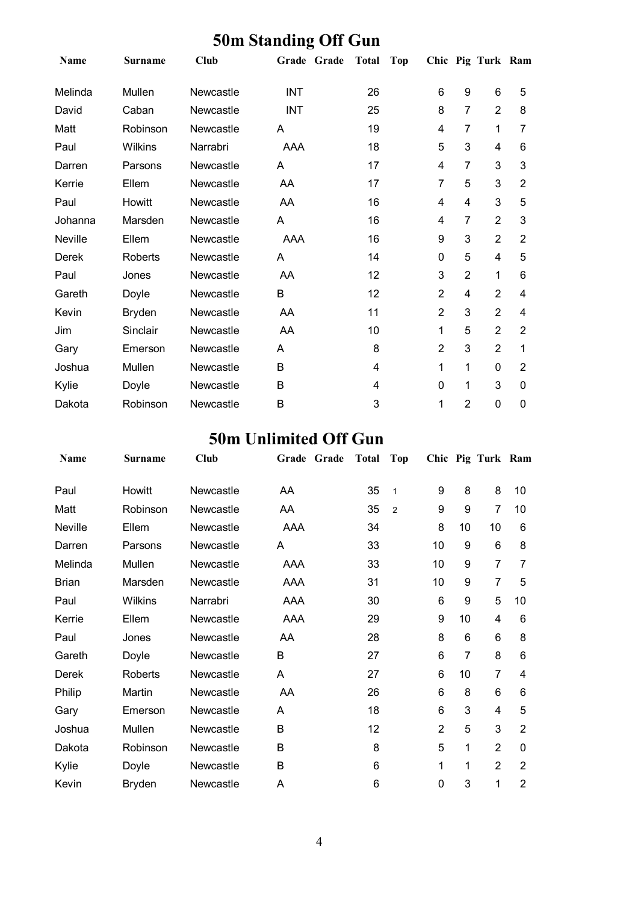## 50m Standing Off Gun

| Name | Surname | Club | Grade | Grade | Total | Top | Chic | Pig | Turk | Ram |
|---|---|---|---|---|---|---|---|---|---|---|
| Melinda | Mullen | Newcastle | INT | | 26 | | 6 | 9 | 6 | 5 |
| David | Caban | Newcastle | INT | | 25 | | 8 | 7 | 2 | 8 |
| Matt | Robinson | Newcastle | A | | 19 | | 4 | 7 | 1 | 7 |
| Paul | Wilkins | Narrabri | AAA | | 18 | | 5 | 3 | 4 | 6 |
| Darren | Parsons | Newcastle | A | | 17 | | 4 | 7 | 3 | 3 |
| Kerrie | Ellem | Newcastle | AA | | 17 | | 7 | 5 | 3 | 2 |
| Paul | Howitt | Newcastle | AA | | 16 | | 4 | 4 | 3 | 5 |
| Johanna | Marsden | Newcastle | A | | 16 | | 4 | 7 | 2 | 3 |
| Neville | Ellem | Newcastle | AAA | | 16 | | 9 | 3 | 2 | 2 |
| Derek | Roberts | Newcastle | A | | 14 | | 0 | 5 | 4 | 5 |
| Paul | Jones | Newcastle | AA | | 12 | | 3 | 2 | 1 | 6 |
| Gareth | Doyle | Newcastle | B | | 12 | | 2 | 4 | 2 | 4 |
| Kevin | Bryden | Newcastle | AA | | 11 | | 2 | 3 | 2 | 4 |
| Jim | Sinclair | Newcastle | AA | | 10 | | 1 | 5 | 2 | 2 |
| Gary | Emerson | Newcastle | A | | 8 | | 2 | 3 | 2 | 1 |
| Joshua | Mullen | Newcastle | B | | 4 | | 1 | 1 | 0 | 2 |
| Kylie | Doyle | Newcastle | B | | 4 | | 0 | 1 | 3 | 0 |
| Dakota | Robinson | Newcastle | B | | 3 | | 1 | 2 | 0 | 0 |

## 50m Unlimited Off Gun

| Name | Surname | Club | Grade | Grade | Total | Top | Chic | Pig | Turk | Ram |
|---|---|---|---|---|---|---|---|---|---|---|
| Paul | Howitt | Newcastle | AA | | 35 | 1 | 9 | 8 | 8 | 10 |
| Matt | Robinson | Newcastle | AA | | 35 | 2 | 9 | 9 | 7 | 10 |
| Neville | Ellem | Newcastle | AAA | | 34 | | 8 | 10 | 10 | 6 |
| Darren | Parsons | Newcastle | A | | 33 | | 10 | 9 | 6 | 8 |
| Melinda | Mullen | Newcastle | AAA | | 33 | | 10 | 9 | 7 | 7 |
| Brian | Marsden | Newcastle | AAA | | 31 | | 10 | 9 | 7 | 5 |
| Paul | Wilkins | Narrabri | AAA | | 30 | | 6 | 9 | 5 | 10 |
| Kerrie | Ellem | Newcastle | AAA | | 29 | | 9 | 10 | 4 | 6 |
| Paul | Jones | Newcastle | AA | | 28 | | 8 | 6 | 6 | 8 |
| Gareth | Doyle | Newcastle | B | | 27 | | 6 | 7 | 8 | 6 |
| Derek | Roberts | Newcastle | A | | 27 | | 6 | 10 | 7 | 4 |
| Philip | Martin | Newcastle | AA | | 26 | | 6 | 8 | 6 | 6 |
| Gary | Emerson | Newcastle | A | | 18 | | 6 | 3 | 4 | 5 |
| Joshua | Mullen | Newcastle | B | | 12 | | 2 | 5 | 3 | 2 |
| Dakota | Robinson | Newcastle | B | | 8 | | 5 | 1 | 2 | 0 |
| Kylie | Doyle | Newcastle | B | | 6 | | 1 | 1 | 2 | 2 |
| Kevin | Bryden | Newcastle | A | | 6 | | 0 | 3 | 1 | 2 |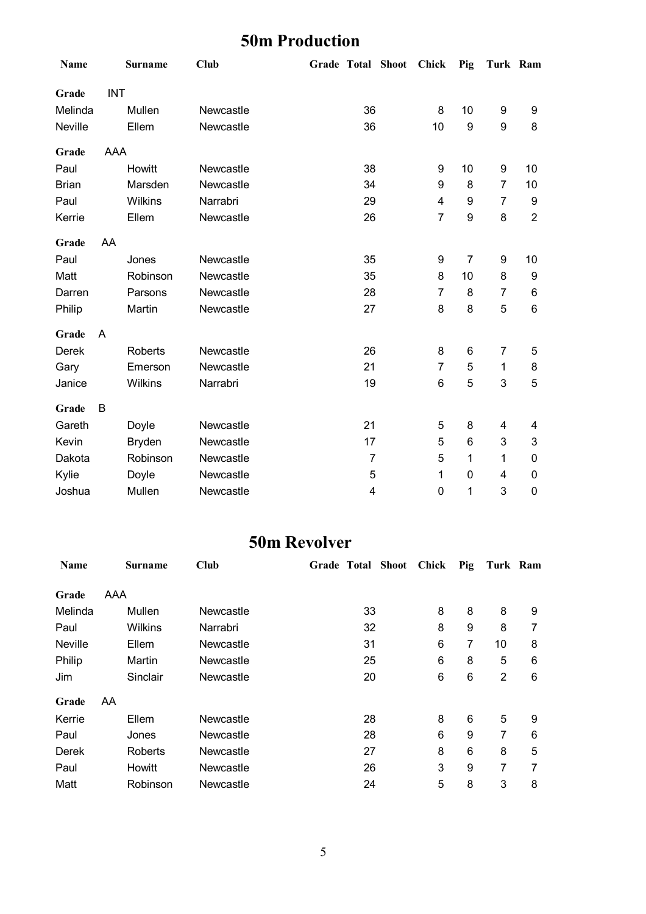## 50m Production

| Name | Surname | Club | Grade | Total | Shoot | Chick | Pig | Turk | Ram |
|---|---|---|---|---|---|---|---|---|---|
| **Grade** | INT | | | | | | | | |
| Melinda | Mullen | Newcastle | | 36 | | 8 | 10 | 9 | 9 |
| Neville | Ellem | Newcastle | | 36 | | 10 | 9 | 9 | 8 |
| **Grade** | AAA | | | | | | | | |
| Paul | Howitt | Newcastle | | 38 | | 9 | 10 | 9 | 10 |
| Brian | Marsden | Newcastle | | 34 | | 9 | 8 | 7 | 10 |
| Paul | Wilkins | Narrabri | | 29 | | 4 | 9 | 7 | 9 |
| Kerrie | Ellem | Newcastle | | 26 | | 7 | 9 | 8 | 2 |
| **Grade** | AA | | | | | | | | |
| Paul | Jones | Newcastle | | 35 | | 9 | 7 | 9 | 10 |
| Matt | Robinson | Newcastle | | 35 | | 8 | 10 | 8 | 9 |
| Darren | Parsons | Newcastle | | 28 | | 7 | 8 | 7 | 6 |
| Philip | Martin | Newcastle | | 27 | | 8 | 8 | 5 | 6 |
| **Grade** | A | | | | | | | | |
| Derek | Roberts | Newcastle | | 26 | | 8 | 6 | 7 | 5 |
| Gary | Emerson | Newcastle | | 21 | | 7 | 5 | 1 | 8 |
| Janice | Wilkins | Narrabri | | 19 | | 6 | 5 | 3 | 5 |
| **Grade** | B | | | | | | | | |
| Gareth | Doyle | Newcastle | | 21 | | 5 | 8 | 4 | 4 |
| Kevin | Bryden | Newcastle | | 17 | | 5 | 6 | 3 | 3 |
| Dakota | Robinson | Newcastle | | 7 | | 5 | 1 | 1 | 0 |
| Kylie | Doyle | Newcastle | | 5 | | 1 | 0 | 4 | 0 |
| Joshua | Mullen | Newcastle | | 4 | | 0 | 1 | 3 | 0 |

## 50m Revolver

| Name | Surname | Club | Grade | Total | Shoot | Chick | Pig | Turk | Ram |
|---|---|---|---|---|---|---|---|---|---|
| **Grade** | AAA | | | | | | | | |
| Melinda | Mullen | Newcastle | | 33 | | 8 | 8 | 8 | 9 |
| Paul | Wilkins | Narrabri | | 32 | | 8 | 9 | 8 | 7 |
| Neville | Ellem | Newcastle | | 31 | | 6 | 7 | 10 | 8 |
| Philip | Martin | Newcastle | | 25 | | 6 | 8 | 5 | 6 |
| Jim | Sinclair | Newcastle | | 20 | | 6 | 6 | 2 | 6 |
| **Grade** | AA | | | | | | | | |
| Kerrie | Ellem | Newcastle | | 28 | | 8 | 6 | 5 | 9 |
| Paul | Jones | Newcastle | | 28 | | 6 | 9 | 7 | 6 |
| Derek | Roberts | Newcastle | | 27 | | 8 | 6 | 8 | 5 |
| Paul | Howitt | Newcastle | | 26 | | 3 | 9 | 7 | 7 |
| Matt | Robinson | Newcastle | | 24 | | 5 | 8 | 3 | 8 |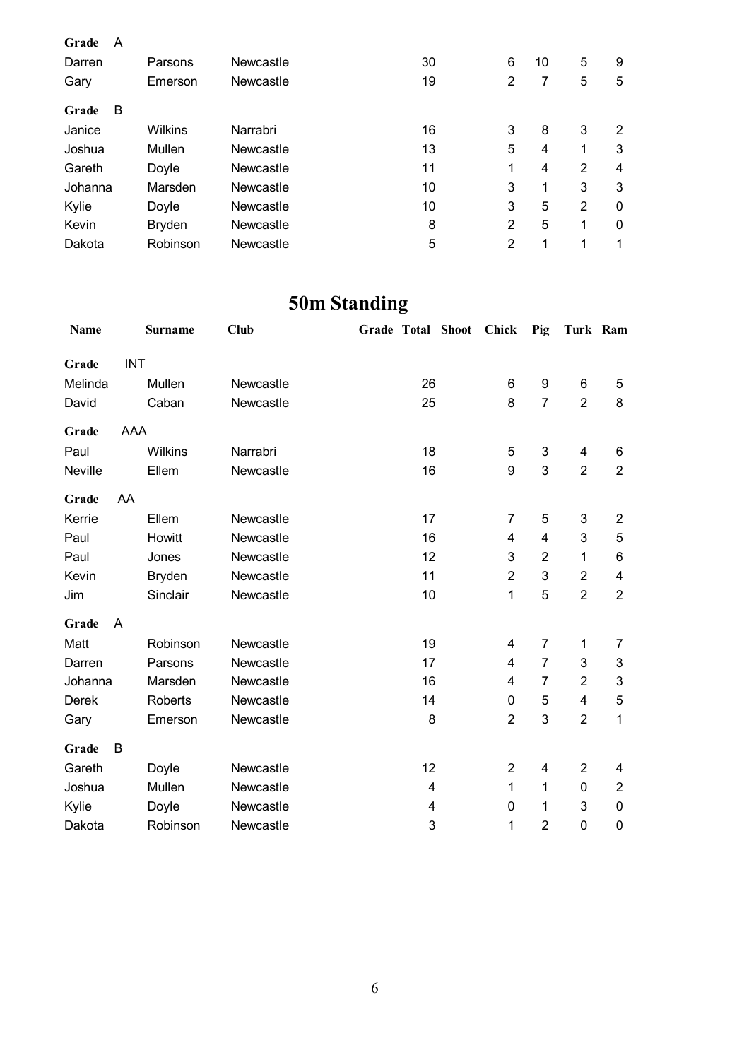| | | | | | | | | | |
|---|---|---|---|---|---|---|---|---|---|
| **Grade** A | | | | | | | | | |
| Darren | Parsons | Newcastle | | 30 | | 6 | 10 | 5 | 9 |
| Gary | Emerson | Newcastle | | 19 | | 2 | 7 | 5 | 5 |
| **Grade** B | | | | | | | | | |
| Janice | Wilkins | Narrabri | | 16 | | 3 | 8 | 3 | 2 |
| Joshua | Mullen | Newcastle | | 13 | | 5 | 4 | 1 | 3 |
| Gareth | Doyle | Newcastle | | 11 | | 1 | 4 | 2 | 4 |
| Johanna | Marsden | Newcastle | | 10 | | 3 | 1 | 3 | 3 |
| Kylie | Doyle | Newcastle | | 10 | | 3 | 5 | 2 | 0 |
| Kevin | Bryden | Newcastle | | 8 | | 2 | 5 | 1 | 0 |
| Dakota | Robinson | Newcastle | | 5 | | 2 | 1 | 1 | 1 |

# 50m Standing

| Name | Surname | Club | Grade | Total | Shoot | Chick | Pig | Turk | Ram |
|---|---|---|---|---|---|---|---|---|---|
| **Grade** INT | | | | | | | | | |
| Melinda | Mullen | Newcastle | | 26 | | 6 | 9 | 6 | 5 |
| David | Caban | Newcastle | | 25 | | 8 | 7 | 2 | 8 |
| **Grade** AAA | | | | | | | | | |
| Paul | Wilkins | Narrabri | | 18 | | 5 | 3 | 4 | 6 |
| Neville | Ellem | Newcastle | | 16 | | 9 | 3 | 2 | 2 |
| **Grade** AA | | | | | | | | | |
| Kerrie | Ellem | Newcastle | | 17 | | 7 | 5 | 3 | 2 |
| Paul | Howitt | Newcastle | | 16 | | 4 | 4 | 3 | 5 |
| Paul | Jones | Newcastle | | 12 | | 3 | 2 | 1 | 6 |
| Kevin | Bryden | Newcastle | | 11 | | 2 | 3 | 2 | 4 |
| Jim | Sinclair | Newcastle | | 10 | | 1 | 5 | 2 | 2 |
| **Grade** A | | | | | | | | | |
| Matt | Robinson | Newcastle | | 19 | | 4 | 7 | 1 | 7 |
| Darren | Parsons | Newcastle | | 17 | | 4 | 7 | 3 | 3 |
| Johanna | Marsden | Newcastle | | 16 | | 4 | 7 | 2 | 3 |
| Derek | Roberts | Newcastle | | 14 | | 0 | 5 | 4 | 5 |
| Gary | Emerson | Newcastle | | 8 | | 2 | 3 | 2 | 1 |
| **Grade** B | | | | | | | | | |
| Gareth | Doyle | Newcastle | | 12 | | 2 | 4 | 2 | 4 |
| Joshua | Mullen | Newcastle | | 4 | | 1 | 1 | 0 | 2 |
| Kylie | Doyle | Newcastle | | 4 | | 0 | 1 | 3 | 0 |
| Dakota | Robinson | Newcastle | | 3 | | 1 | 2 | 0 | 0 |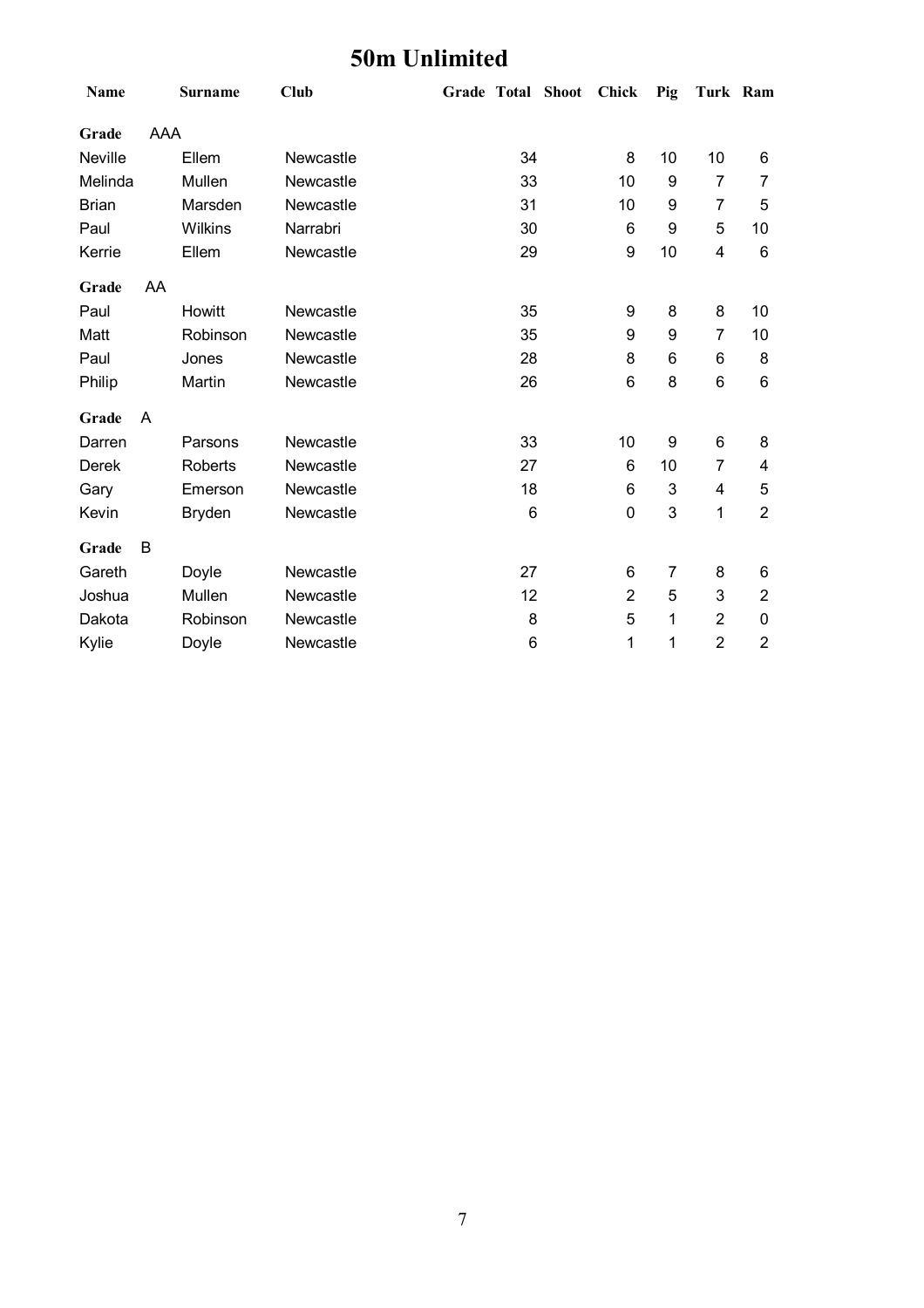# 50m Unlimited

| Name | Surname | Club | Grade | Total | Shoot | Chick | Pig | Turk | Ram |
|---|---|---|---|---|---|---|---|---|---|
| **Grade** AAA | | | | | | | | | |
| Neville | Ellem | Newcastle | | 34 | | 8 | 10 | 10 | 6 |
| Melinda | Mullen | Newcastle | | 33 | | 10 | 9 | 7 | 7 |
| Brian | Marsden | Newcastle | | 31 | | 10 | 9 | 7 | 5 |
| Paul | Wilkins | Narrabri | | 30 | | 6 | 9 | 5 | 10 |
| Kerrie | Ellem | Newcastle | | 29 | | 9 | 10 | 4 | 6 |
| **Grade** AA | | | | | | | | | |
| Paul | Howitt | Newcastle | | 35 | | 9 | 8 | 8 | 10 |
| Matt | Robinson | Newcastle | | 35 | | 9 | 9 | 7 | 10 |
| Paul | Jones | Newcastle | | 28 | | 8 | 6 | 6 | 8 |
| Philip | Martin | Newcastle | | 26 | | 6 | 8 | 6 | 6 |
| **Grade** A | | | | | | | | | |
| Darren | Parsons | Newcastle | | 33 | | 10 | 9 | 6 | 8 |
| Derek | Roberts | Newcastle | | 27 | | 6 | 10 | 7 | 4 |
| Gary | Emerson | Newcastle | | 18 | | 6 | 3 | 4 | 5 |
| Kevin | Bryden | Newcastle | | 6 | | 0 | 3 | 1 | 2 |
| **Grade** B | | | | | | | | | |
| Gareth | Doyle | Newcastle | | 27 | | 6 | 7 | 8 | 6 |
| Joshua | Mullen | Newcastle | | 12 | | 2 | 5 | 3 | 2 |
| Dakota | Robinson | Newcastle | | 8 | | 5 | 1 | 2 | 0 |
| Kylie | Doyle | Newcastle | | 6 | | 1 | 1 | 2 | 2 |